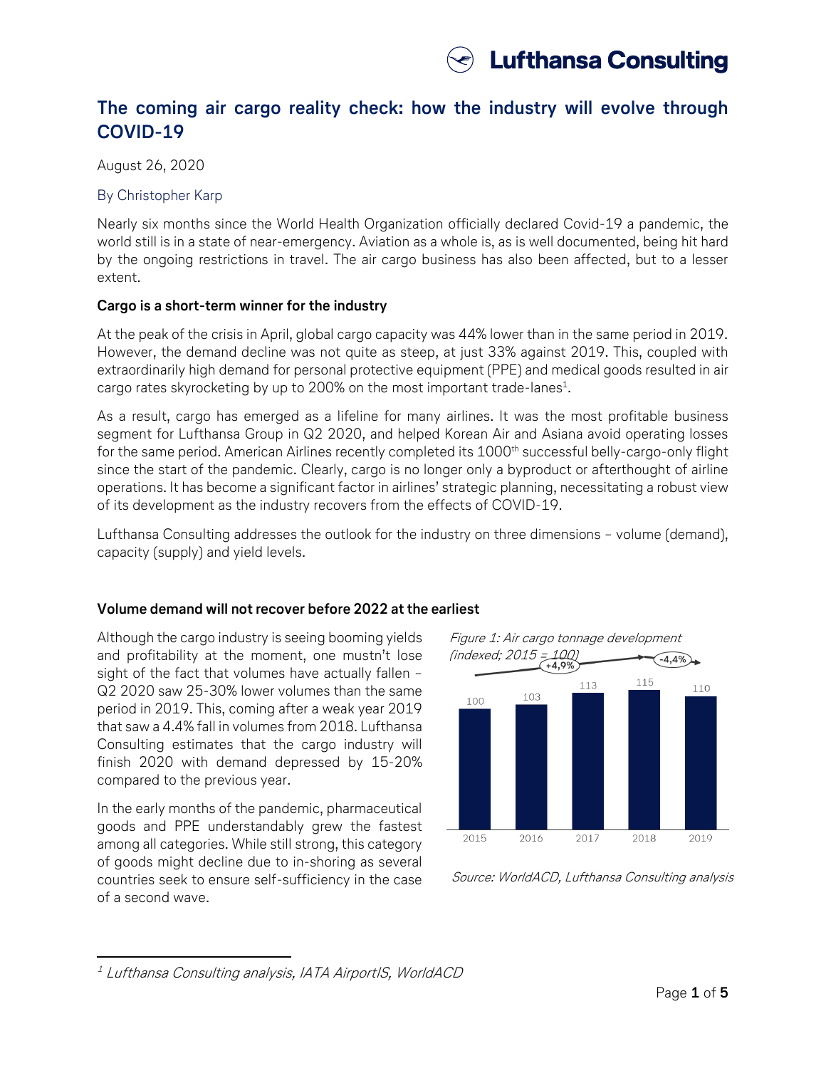# The coming air cargo reality check: how the industry will evolve through COVID-19

August 26, 2020

By Christopher Karp

Nearly six months since the World Health Organization officially declared Covid-19 a pandemic, the world still is in a state of near-emergency. Aviation as a whole is, as is well documented, being hit hard by the ongoing restrictions in travel. The air cargo business has also been affected, but to a lesser extent.

**Cargo is a short-term winner for the industry**

At the peak of the crisis in April, global cargo capacity was 44% lower than in the same period in 2019. However, the demand decline was not quite as steep, at just 33% against 2019. This, coupled with extraordinarily high demand for personal protective equipment (PPE) and medical goods resulted in air cargo rates skyrocketing by up to 200% on the most important trade-lanes[1].

As a result, cargo has emerged as a lifeline for many airlines. It was the most profitable business segment for Lufthansa Group in Q2 2020, and helped Korean Air and Asiana avoid operating losses for the same period. American Airlines recently completed its 1000th successful belly-cargo-only flight since the start of the pandemic. Clearly, cargo is no longer only a byproduct or afterthought of airline operations. It has become a significant factor in airlines' strategic planning, necessitating a robust view of its development as the industry recovers from the effects of COVID-19.

Lufthansa Consulting addresses the outlook for the industry on three dimensions – volume (demand), capacity (supply) and yield levels.

**Volume demand will not recover before 2022 at the earliest**

Although the cargo industry is seeing booming yields and profitability at the moment, one mustn't lose sight of the fact that volumes have actually fallen – Q2 2020 saw 25-30% lower volumes than the same period in 2019. This, coming after a weak year 2019 that saw a 4.4% fall in volumes from 2018. Lufthansa Consulting estimates that the cargo industry will finish 2020 with demand depressed by 15-20% compared to the previous year.

In the early months of the pandemic, pharmaceutical goods and PPE understandably grew the fastest among all categories. While still strong, this category of goods might decline due to in-shoring as several countries seek to ensure self-sufficiency in the case of a second wave.

*Figure 1: Air cargo tonnage development (indexed; 2015 = 100)*

| Year | 2015 | 2016 | 2017 | 2018 | 2019 |
|---|---|---|---|---|---|
| Index | 100 | 103 | 113 | 115 | 110 |

+4,9% (2015–2018); -4,4% (2018–2019)

*Source: WorldACD, Lufthansa Consulting analysis*

[1] Lufthansa Consulting analysis, IATA AirportIS, WorldACD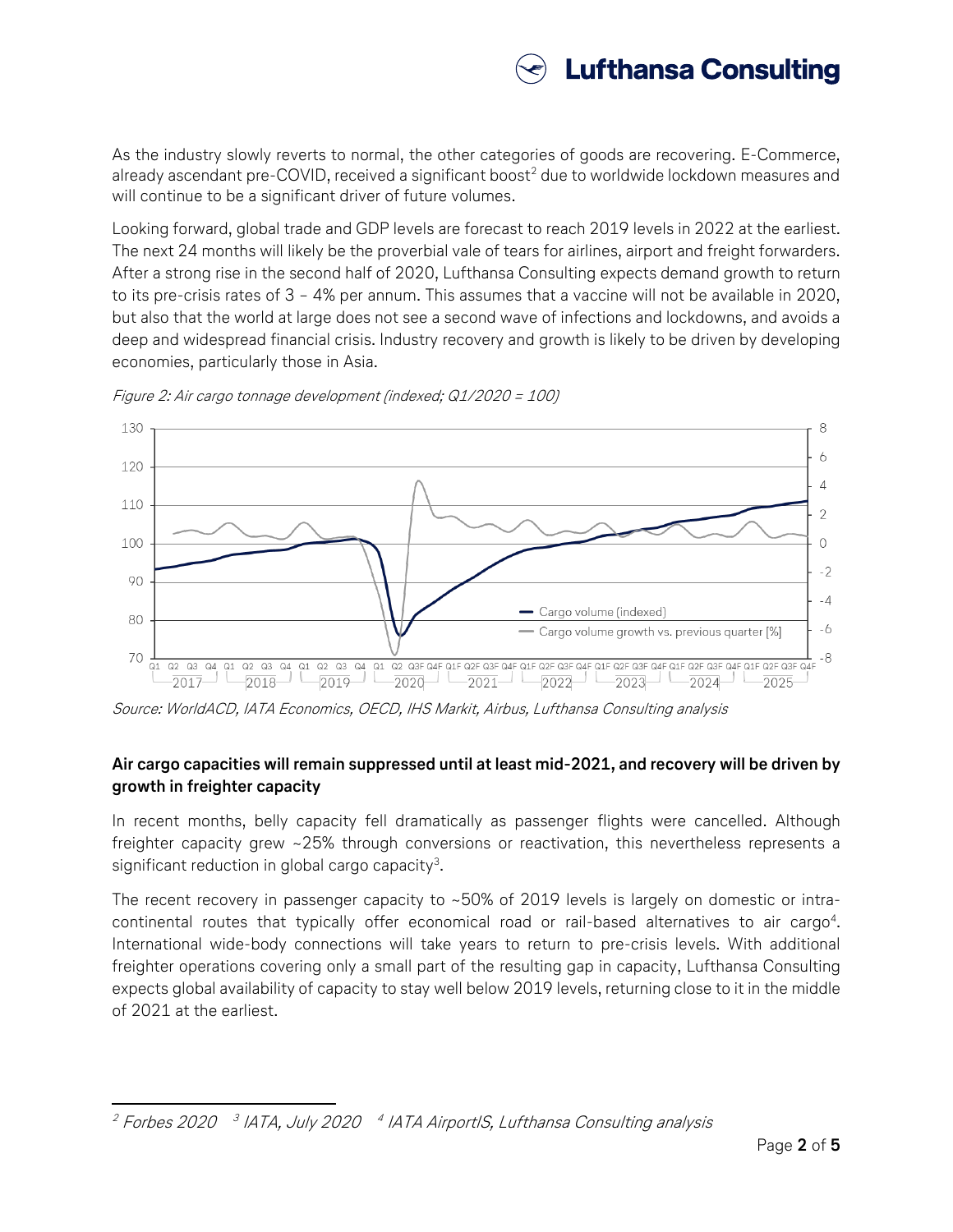As the industry slowly reverts to normal, the other categories of goods are recovering. E-Commerce, already ascendant pre-COVID, received a significant boost[2] due to worldwide lockdown measures and will continue to be a significant driver of future volumes.

Looking forward, global trade and GDP levels are forecast to reach 2019 levels in 2022 at the earliest. The next 24 months will likely be the proverbial vale of tears for airlines, airport and freight forwarders. After a strong rise in the second half of 2020, Lufthansa Consulting expects demand growth to return to its pre-crisis rates of 3 – 4% per annum. This assumes that a vaccine will not be available in 2020, but also that the world at large does not see a second wave of infections and lockdowns, and avoids a deep and widespread financial crisis. Industry recovery and growth is likely to be driven by developing economies, particularly those in Asia.

*Figure 2: Air cargo tonnage development (indexed; Q1/2020 = 100)*

*Source: WorldACD, IATA Economics, OECD, IHS Markit, Airbus, Lufthansa Consulting analysis*

**Air cargo capacities will remain suppressed until at least mid-2021, and recovery will be driven by growth in freighter capacity**

In recent months, belly capacity fell dramatically as passenger flights were cancelled. Although freighter capacity grew ~25% through conversions or reactivation, this nevertheless represents a significant reduction in global cargo capacity[3].

The recent recovery in passenger capacity to ~50% of 2019 levels is largely on domestic or intra-continental routes that typically offer economical road or rail-based alternatives to air cargo[4]. International wide-body connections will take years to return to pre-crisis levels. With additional freighter operations covering only a small part of the resulting gap in capacity, Lufthansa Consulting expects global availability of capacity to stay well below 2019 levels, returning close to it in the middle of 2021 at the earliest.

---

[2] *Forbes 2020* [3] *IATA, July 2020* [4] *IATA AirportIS, Lufthansa Consulting analysis*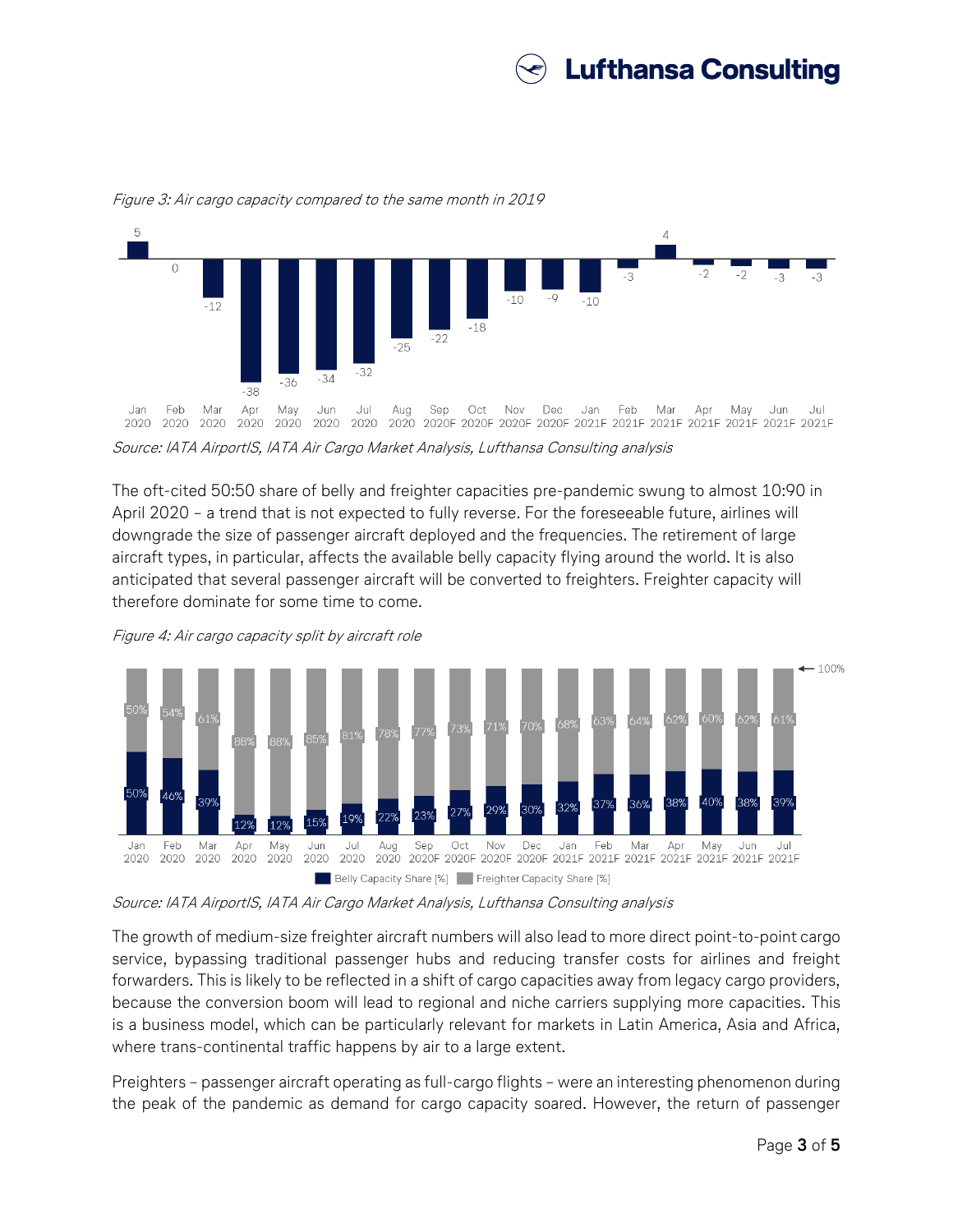*Figure 3: Air cargo capacity compared to the same month in 2019*

| Month | Change vs. 2019 |
|---|---|
| Jan 2020 | 5 |
| Feb 2020 | 0 |
| Mar 2020 | -12 |
| Apr 2020 | -38 |
| May 2020 | -36 |
| Jun 2020 | -34 |
| Jul 2020 | -32 |
| Aug 2020 | -25 |
| Sep 2020F | -22 |
| Oct 2020F | -18 |
| Nov 2020F | -10 |
| Dec 2020F | -9 |
| Jan 2021F | -10 |
| Feb 2021F | -3 |
| Mar 2021F | 4 |
| Apr 2021F | -2 |
| May 2021F | -2 |
| Jun 2021F | -3 |
| Jul 2021F | -3 |

*Source: IATA AirportIS, IATA Air Cargo Market Analysis, Lufthansa Consulting analysis*

The oft-cited 50:50 share of belly and freighter capacities pre-pandemic swung to almost 10:90 in April 2020 – a trend that is not expected to fully reverse. For the foreseeable future, airlines will downgrade the size of passenger aircraft deployed and the frequencies. The retirement of large aircraft types, in particular, affects the available belly capacity flying around the world. It is also anticipated that several passenger aircraft will be converted to freighters. Freighter capacity will therefore dominate for some time to come.

*Figure 4: Air cargo capacity split by aircraft role*

| Month | Belly Capacity Share [%] | Freighter Capacity Share [%] |
|---|---|---|
| Jan 2020 | 50% | 50% |
| Feb 2020 | 46% | 54% |
| Mar 2020 | 39% | 61% |
| Apr 2020 | 12% | 88% |
| May 2020 | 12% | 88% |
| Jun 2020 | 15% | 85% |
| Jul 2020 | 19% | 81% |
| Aug 2020 | 22% | 78% |
| Sep 2020F | 23% | 77% |
| Oct 2020F | 27% | 73% |
| Nov 2020F | 29% | 71% |
| Dec 2020F | 30% | 70% |
| Jan 2021F | 32% | 68% |
| Feb 2021F | 37% | 63% |
| Mar 2021F | 36% | 64% |
| Apr 2021F | 38% | 62% |
| May 2021F | 40% | 60% |
| Jun 2021F | 38% | 62% |
| Jul 2021F | 39% | 61% |

*Source: IATA AirportIS, IATA Air Cargo Market Analysis, Lufthansa Consulting analysis*

The growth of medium-size freighter aircraft numbers will also lead to more direct point-to-point cargo service, bypassing traditional passenger hubs and reducing transfer costs for airlines and freight forwarders. This is likely to be reflected in a shift of cargo capacities away from legacy cargo providers, because the conversion boom will lead to regional and niche carriers supplying more capacities. This is a business model, which can be particularly relevant for markets in Latin America, Asia and Africa, where trans-continental traffic happens by air to a large extent.

Preighters – passenger aircraft operating as full-cargo flights – were an interesting phenomenon during the peak of the pandemic as demand for cargo capacity soared. However, the return of passenger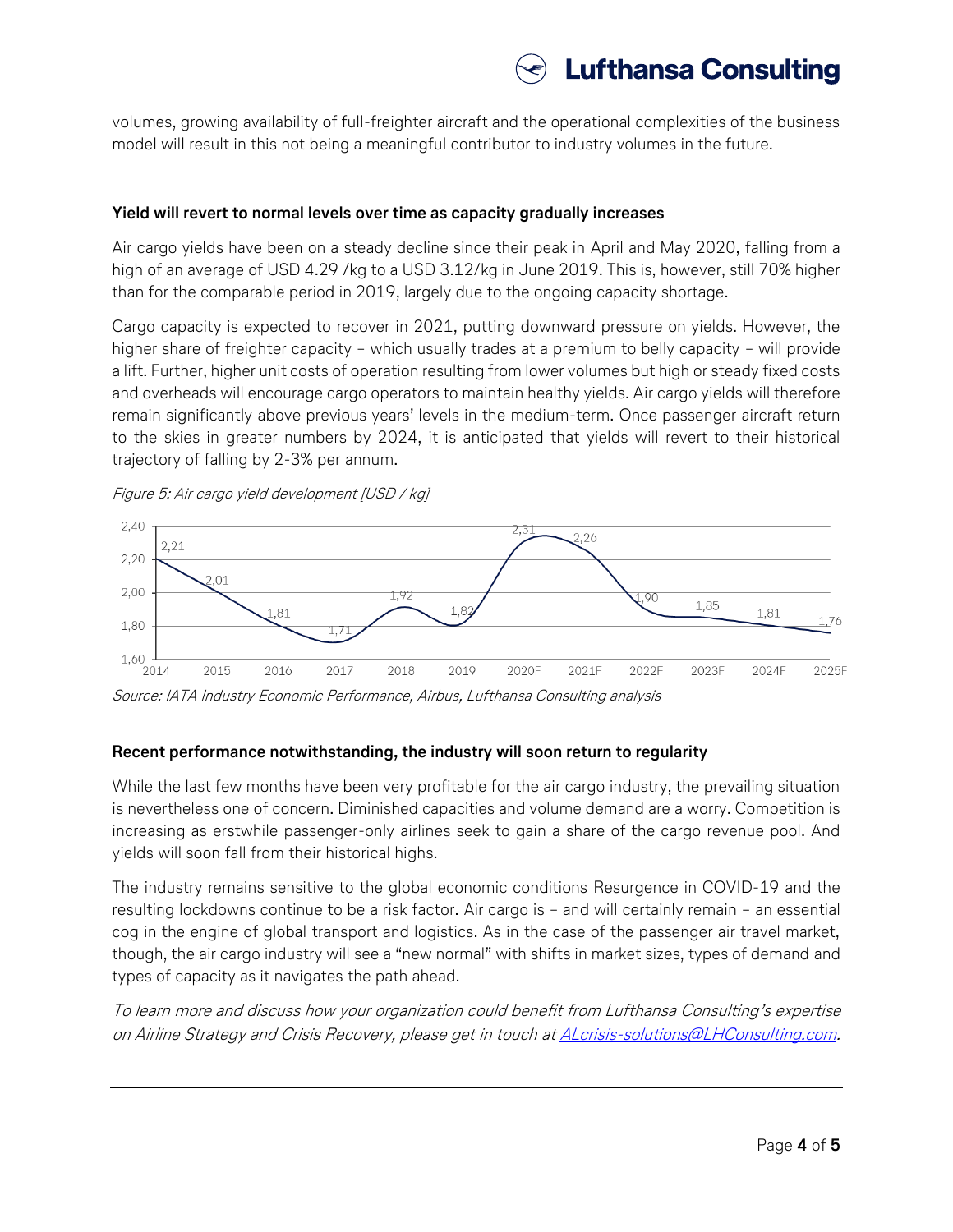volumes, growing availability of full-freighter aircraft and the operational complexities of the business model will result in this not being a meaningful contributor to industry volumes in the future.

### Yield will revert to normal levels over time as capacity gradually increases

Air cargo yields have been on a steady decline since their peak in April and May 2020, falling from a high of an average of USD 4.29 /kg to a USD 3.12/kg in June 2019. This is, however, still 70% higher than for the comparable period in 2019, largely due to the ongoing capacity shortage.

Cargo capacity is expected to recover in 2021, putting downward pressure on yields. However, the higher share of freighter capacity – which usually trades at a premium to belly capacity – will provide a lift. Further, higher unit costs of operation resulting from lower volumes but high or steady fixed costs and overheads will encourage cargo operators to maintain healthy yields. Air cargo yields will therefore remain significantly above previous years' levels in the medium-term. Once passenger aircraft return to the skies in greater numbers by 2024, it is anticipated that yields will revert to their historical trajectory of falling by 2-3% per annum.

*Figure 5: Air cargo yield development [USD / kg]*

*Source: IATA Industry Economic Performance, Airbus, Lufthansa Consulting analysis*

### Recent performance notwithstanding, the industry will soon return to regularity

While the last few months have been very profitable for the air cargo industry, the prevailing situation is nevertheless one of concern. Diminished capacities and volume demand are a worry. Competition is increasing as erstwhile passenger-only airlines seek to gain a share of the cargo revenue pool. And yields will soon fall from their historical highs.

The industry remains sensitive to the global economic conditions Resurgence in COVID-19 and the resulting lockdowns continue to be a risk factor. Air cargo is – and will certainly remain – an essential cog in the engine of global transport and logistics. As in the case of the passenger air travel market, though, the air cargo industry will see a "new normal" with shifts in market sizes, types of demand and types of capacity as it navigates the path ahead.

*To learn more and discuss how your organization could benefit from Lufthansa Consulting's expertise on Airline Strategy and Crisis Recovery, please get in touch at [ALcrisis-solutions@LHConsulting.com](mailto:ALcrisis-solutions@LHConsulting.com).*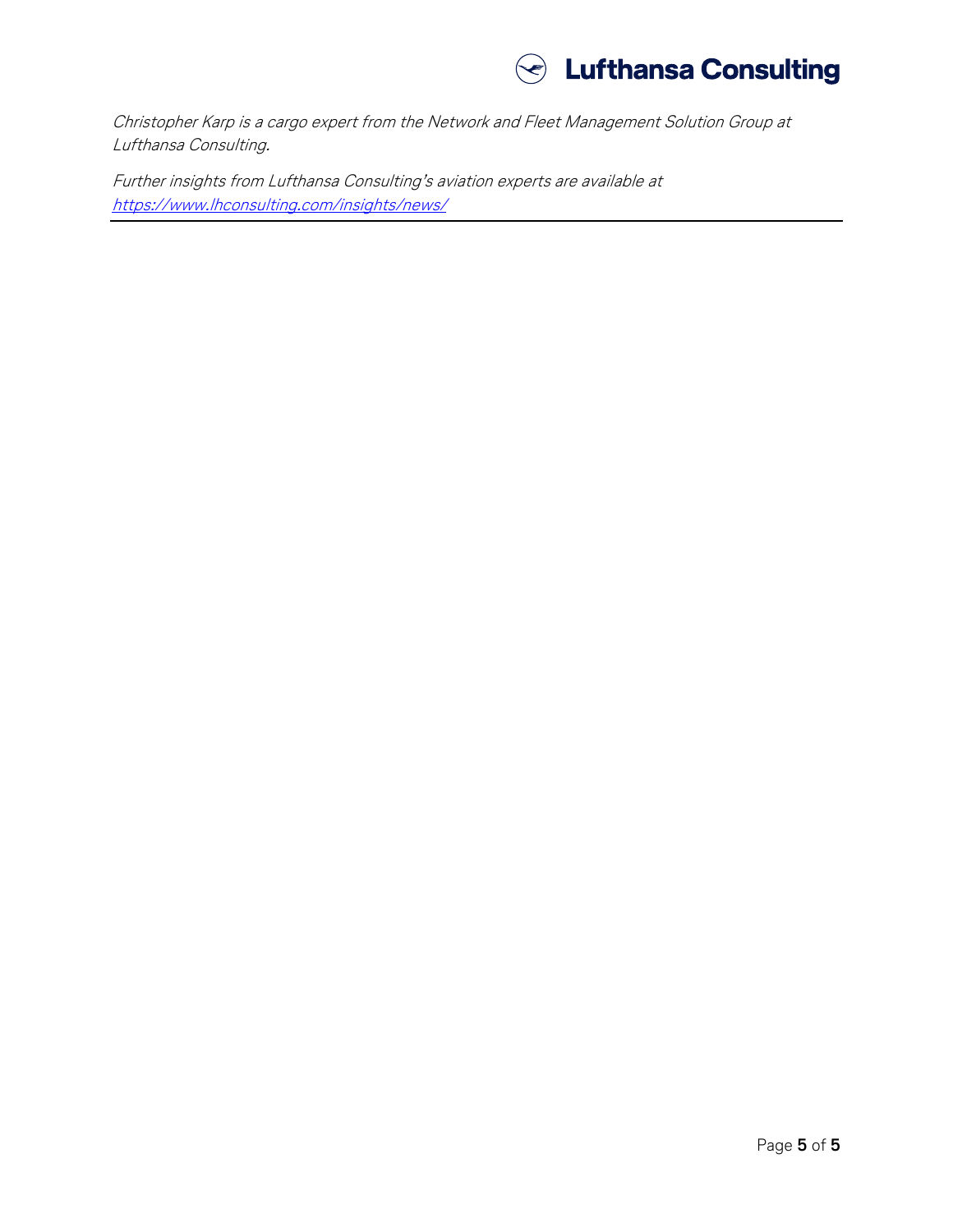*Christopher Karp is a cargo expert from the Network and Fleet Management Solution Group at Lufthansa Consulting.*

*Further insights from Lufthansa Consulting's aviation experts are available at [https://www.lhconsulting.com/insights/news/](https://www.lhconsulting.com/insights/news/)*

---